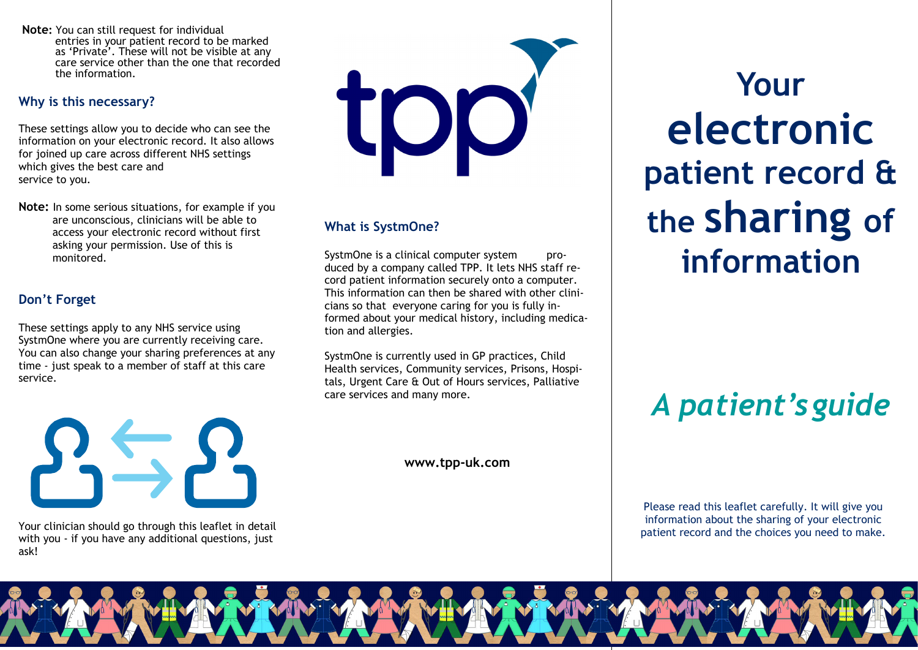**Note:** You can still request for individual entries in your patient record to be marked as 'Private'. These will not be visible at any care service other than the one that recorded the information.

### Why is this necessary?

These settings allow you to decide who can see the information on your electronic record. It also allows for joined up care across different NHS settings which gives the best care and service to you.

**Note:** In some serious situations, for example if you are unconscious, clinicians will be able to access your electronic record without first asking your permission. Use of this is monitored.

### Don't Forget

These settings apply to any NHS service using SystmOne where you are currently receiving care. You can also change your sharing preferences at any time - just speak to a member of staff at this care service.

Your clinician should go through this leaflet in detail with you - if you have any additional questions, just ask!

tpp

### What is SystmOne?

SystmOne is a clinical computer system produced by a company called TPP. It lets NHS staff record patient information securely onto a computer. This information can then be shared with other clinicians so that everyone caring for you is fully informed about your medical history, including medication and allergies.

SystmOne is currently used in GP practices, Child Health services, Community services, Prisons, Hospitals, Urgent Care & Out of Hours services, Palliative care services and many more.

**www.tpp-uk.com**

# Your electronic patient record & the sharing of information

## *A patient's guide*

Please read this leaflet carefully. It will give you information about the sharing of your electronic patient record and the choices you need to make.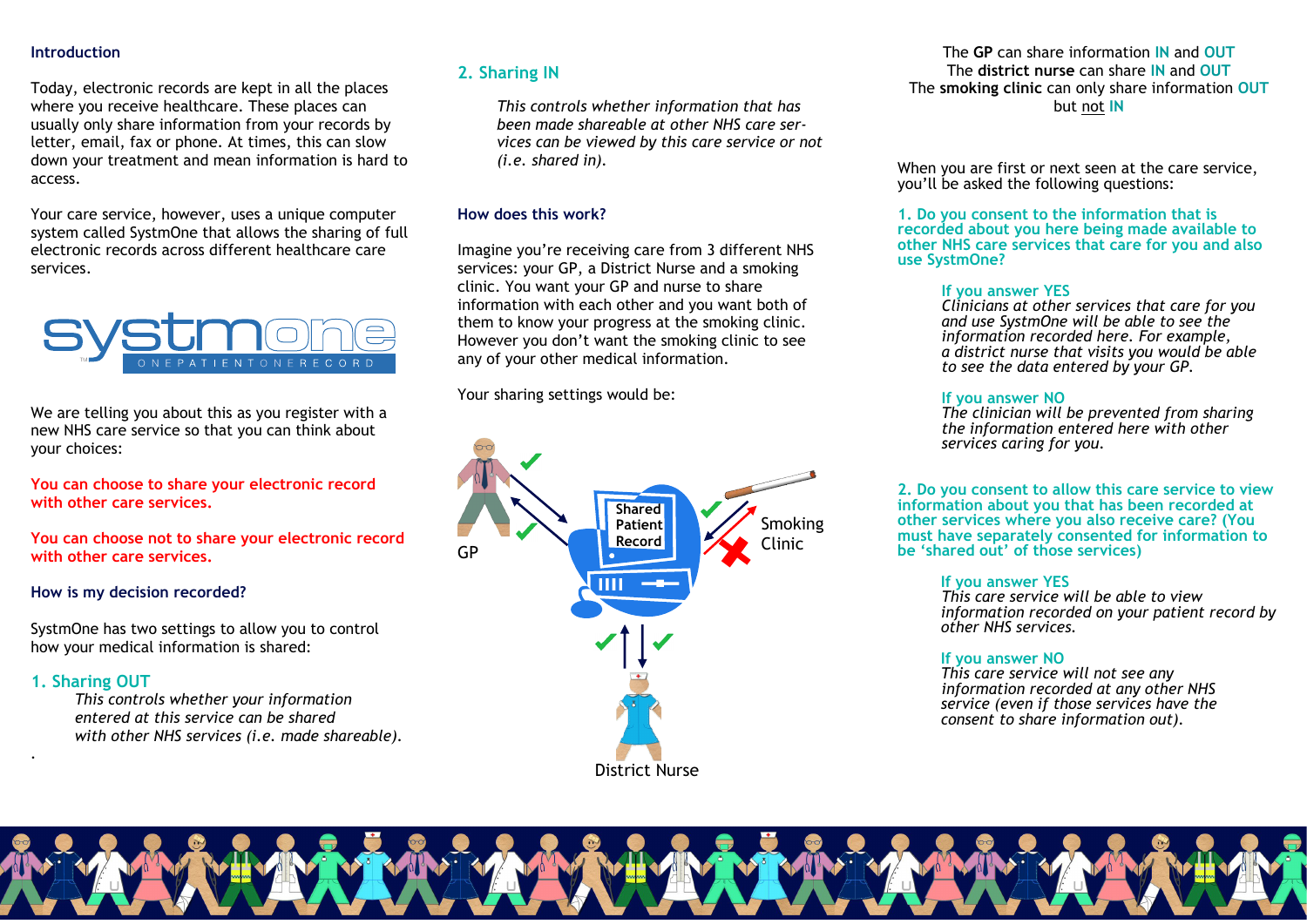## Introduction

Today, electronic records are kept in all the places where you receive healthcare. These places can usually only share information from your records by letter, email, fax or phone. At times, this can slow down your treatment and mean information is hard to access.

Your care service, however, uses a unique computer system called SystmOne that allows the sharing of full electronic records across different healthcare care services.

systmone
ONE PATIENT ONE RECORD

We are telling you about this as you register with a new NHS care service so that you can think about your choices:

**You can choose to share your electronic record with other care services.**

**You can choose not to share your electronic record with other care services.**

### How is my decision recorded?

SystmOne has two settings to allow you to control how your medical information is shared:

### 1. Sharing OUT

*This controls whether your information entered at this service can be shared with other NHS services (i.e. made shareable).*

### 2. Sharing IN

*This controls whether information that has been made shareable at other NHS care services can be viewed by this care service or not (i.e. shared in).*

### How does this work?

Imagine you're receiving care from 3 different NHS services: your GP, a District Nurse and a smoking clinic. You want your GP and nurse to share information with each other and you want both of them to know your progress at the smoking clinic. However you don't want the smoking clinic to see any of your other medical information.

Your sharing settings would be:

GP

Shared Patient Record

Smoking Clinic

District Nurse

The **GP** can share information **IN** and **OUT**
The **district nurse** can share **IN** and **OUT**
The **smoking clinic** can only share information **OUT** but not **IN**

When you are first or next seen at the care service, you'll be asked the following questions:

**1. Do you consent to the information that is recorded about you here being made available to other NHS care services that care for you and also use SystmOne?**

**If you answer YES**
*Clinicians at other services that care for you and use SystmOne will be able to see the information recorded here. For example, a district nurse that visits you would be able to see the data entered by your GP.*

**If you answer NO**
*The clinician will be prevented from sharing the information entered here with other services caring for you.*

**2. Do you consent to allow this care service to view information about you that has been recorded at other services where you also receive care? (You must have separately consented for information to be 'shared out' of those services)**

**If you answer YES**
*This care service will be able to view information recorded on your patient record by other NHS services.*

**If you answer NO**
*This care service will not see any information recorded at any other NHS service (even if those services have the consent to share information out).*